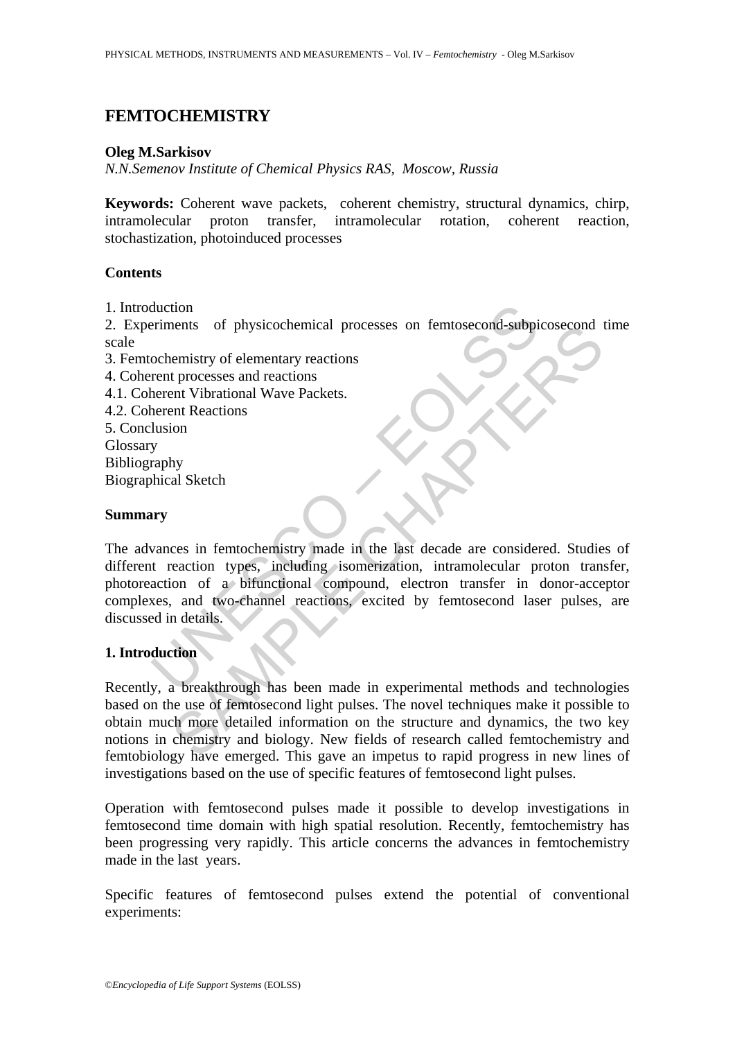# FEMTOCHEMISTRY

**Oleg M.Sarkisov**
*N.N.Semenov Institute of Chemical Physics RAS, Moscow, Russia*

**Keywords:** Coherent wave packets, coherent chemistry, structural dynamics, chirp, intramolecular proton transfer, intramolecular rotation, coherent reaction, stochastization, photoinduced processes

**Contents**

1. Introduction
2. Experiments of physicochemical processes on femtosecond-subpicosecond time scale
3. Femtochemistry of elementary reactions
4. Coherent processes and reactions
4.1. Coherent Vibrational Wave Packets.
4.2. Coherent Reactions
5. Conclusion

Glossary
Bibliography
Biographical Sketch

**Summary**

The advances in femtochemistry made in the last decade are considered. Studies of different reaction types, including isomerization, intramolecular proton transfer, photoreaction of a bifunctional compound, electron transfer in donor-acceptor complexes, and two-channel reactions, excited by femtosecond laser pulses, are discussed in details.

## 1. Introduction

Recently, a breakthrough has been made in experimental methods and technologies based on the use of femtosecond light pulses. The novel techniques make it possible to obtain much more detailed information on the structure and dynamics, the two key notions in chemistry and biology. New fields of research called femtochemistry and femtobiology have emerged. This gave an impetus to rapid progress in new lines of investigations based on the use of specific features of femtosecond light pulses.

Operation with femtosecond pulses made it possible to develop investigations in femtosecond time domain with high spatial resolution. Recently, femtochemistry has been progressing very rapidly. This article concerns the advances in femtochemistry made in the last years.

Specific features of femtosecond pulses extend the potential of conventional experiments: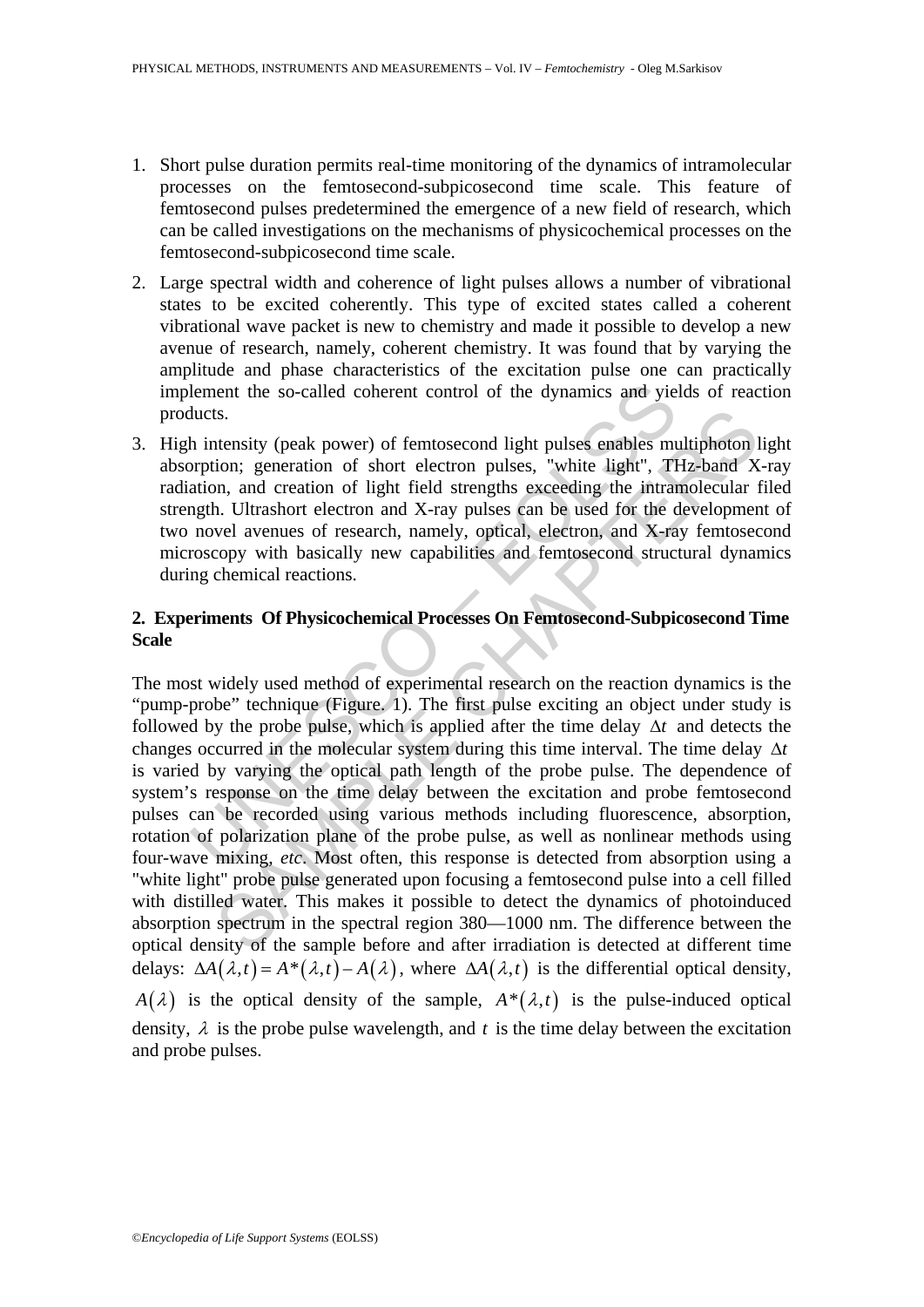1. Short pulse duration permits real-time monitoring of the dynamics of intramolecular processes on the femtosecond-subpicosecond time scale. This feature of femtosecond pulses predetermined the emergence of a new field of research, which can be called investigations on the mechanisms of physicochemical processes on the femtosecond-subpicosecond time scale.
2. Large spectral width and coherence of light pulses allows a number of vibrational states to be excited coherently. This type of excited states called a coherent vibrational wave packet is new to chemistry and made it possible to develop a new avenue of research, namely, coherent chemistry. It was found that by varying the amplitude and phase characteristics of the excitation pulse one can practically implement the so-called coherent control of the dynamics and yields of reaction products.
3. High intensity (peak power) of femtosecond light pulses enables multiphoton light absorption; generation of short electron pulses, "white light", THz-band X-ray radiation, and creation of light field strengths exceeding the intramolecular filed strength. Ultrashort electron and X-ray pulses can be used for the development of two novel avenues of research, namely, optical, electron, and X-ray femtosecond microscopy with basically new capabilities and femtosecond structural dynamics during chemical reactions.

## 2. Experiments Of Physicochemical Processes On Femtosecond-Subpicosecond Time Scale

The most widely used method of experimental research on the reaction dynamics is the "pump-probe" technique (Figure. 1). The first pulse exciting an object under study is followed by the probe pulse, which is applied after the time delay $\Delta t$ and detects the changes occurred in the molecular system during this time interval. The time delay $\Delta t$ is varied by varying the optical path length of the probe pulse. The dependence of system's response on the time delay between the excitation and probe femtosecond pulses can be recorded using various methods including fluorescence, absorption, rotation of polarization plane of the probe pulse, as well as nonlinear methods using four-wave mixing, *etc*. Most often, this response is detected from absorption using a "white light" probe pulse generated upon focusing a femtosecond pulse into a cell filled with distilled water. This makes it possible to detect the dynamics of photoinduced absorption spectrum in the spectral region 380—1000 nm. The difference between the optical density of the sample before and after irradiation is detected at different time delays: $\Delta A(\lambda,t) = A^*(\lambda,t) - A(\lambda)$, where $\Delta A(\lambda,t)$ is the differential optical density, $A(\lambda)$ is the optical density of the sample, $A^*(\lambda,t)$ is the pulse-induced optical density, $\lambda$ is the probe pulse wavelength, and $t$ is the time delay between the excitation and probe pulses.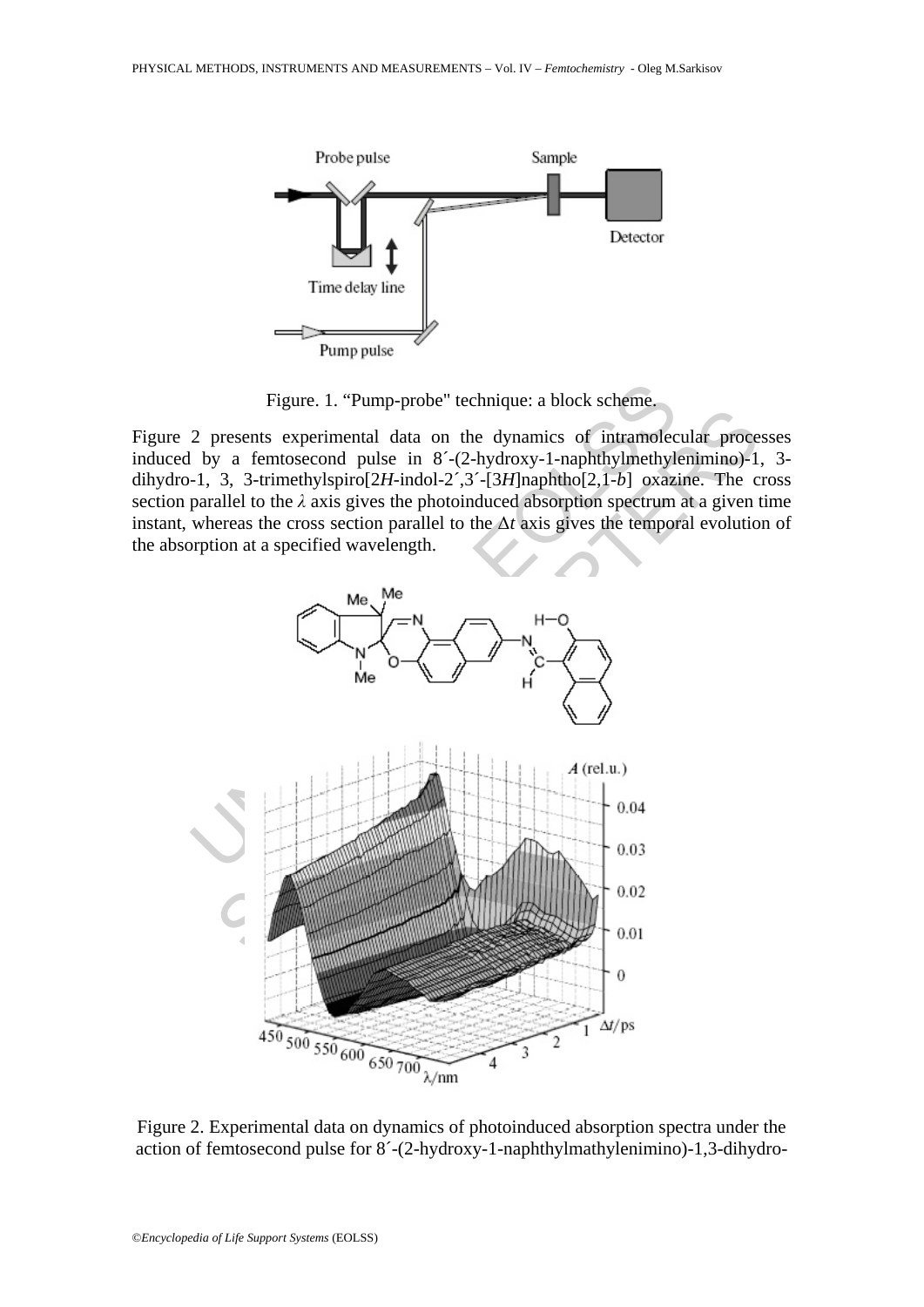Figure. 1. "Pump-probe" technique: a block scheme.

Figure 2 presents experimental data on the dynamics of intramolecular processes induced by a femtosecond pulse in 8´-(2-hydroxy-1-naphthylmethylenimino)-1, 3-dihydro-1, 3, 3-trimethylspiro[2*H*-indol-2´,3´-[3*H*]naphtho[2,1-*b*] oxazine. The cross section parallel to the $\lambda$ axis gives the photoinduced absorption spectrum at a given time instant, whereas the cross section parallel to the $\Delta t$ axis gives the temporal evolution of the absorption at a specified wavelength.

Figure 2. Experimental data on dynamics of photoinduced absorption spectra under the action of femtosecond pulse for 8´-(2-hydroxy-1-naphthylmathylenimino)-1,3-dihydro-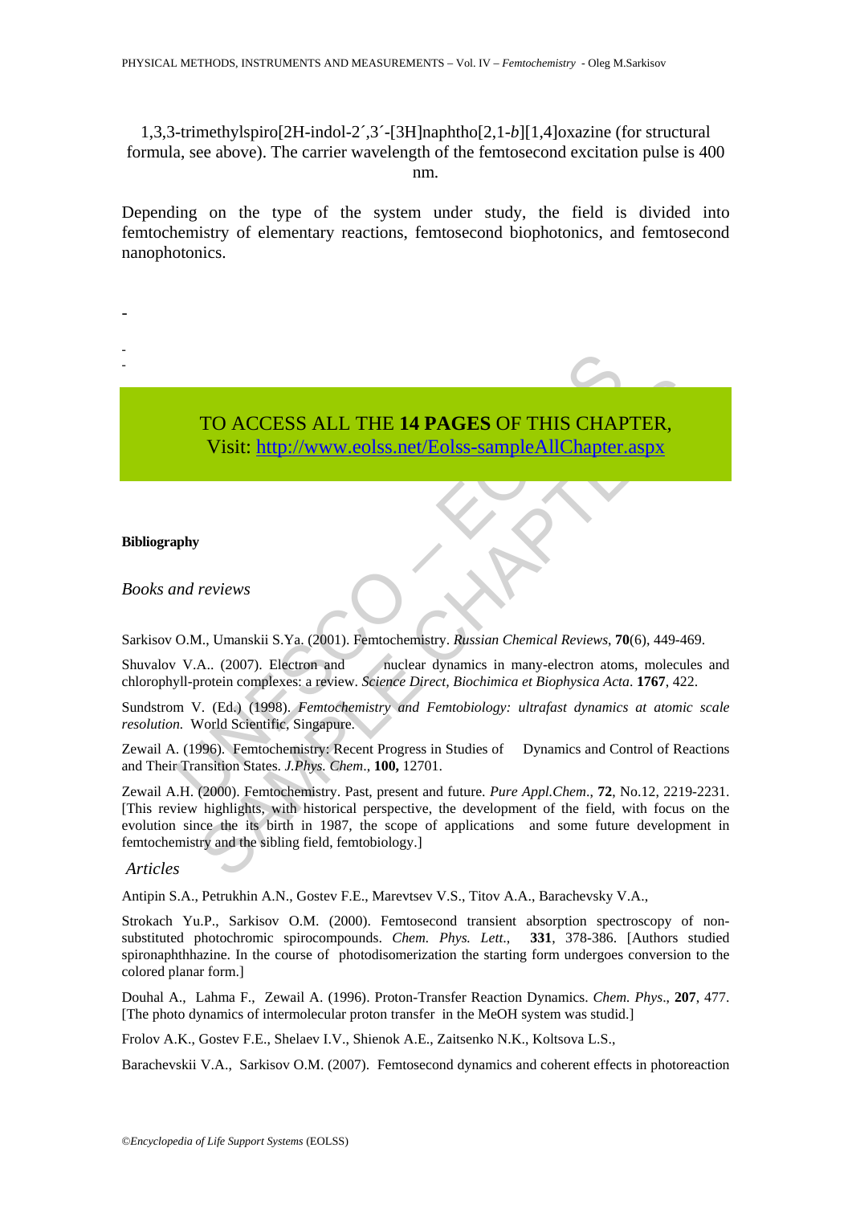1,3,3-trimethylspiro[2H-indol-2´,3´-[3H]naphtho[2,1-*b*][1,4]oxazine (for structural formula, see above). The carrier wavelength of the femtosecond excitation pulse is 400 nm.

Depending on the type of the system under study, the field is divided into femtochemistry of elementary reactions, femtosecond biophotonics, and femtosecond nanophotonics.

-

-
-

TO ACCESS ALL THE **14 PAGES** OF THIS CHAPTER,
Visit: http://www.eolss.net/Eolss-sampleAllChapter.aspx

**Bibliography**

*Books and reviews*

Sarkisov O.M., Umanskii S.Ya. (2001). Femtochemistry. *Russian Chemical Reviews*, **70**(6), 449-469.

Shuvalov V.A.. (2007). Electron and nuclear dynamics in many-electron atoms, molecules and chlorophyll-protein complexes: a review. *Science Direct, Biochimica et Biophysica Acta*. **1767**, 422.

Sundstrom V. (Ed.) (1998). *Femtochemistry and Femtobiology: ultrafast dynamics at atomic scale resolution.* World Scientific, Singapure.

Zewail A. (1996). Femtochemistry: Recent Progress in Studies of Dynamics and Control of Reactions and Their Transition States. *J.Phys. Chem*., **100,** 12701.

Zewail A.H. (2000). Femtochemistry. Past, present and future. *Pure Appl.Chem*., **72**, No.12, 2219-2231. [This review highlights, with historical perspective, the development of the field, with focus on the evolution since the its birth in 1987, the scope of applications and some future development in femtochemistry and the sibling field, femtobiology.]

*Articles*

Antipin S.A., Petrukhin A.N., Gostev F.E., Marevtsev V.S., Titov A.A., Barachevsky V.A.,

Strokach Yu.P., Sarkisov O.M. (2000). Femtosecond transient absorption spectroscopy of non-substituted photochromic spirocompounds. *Chem. Phys. Lett*., **331**, 378-386. [Authors studied spironaphthhazine. In the course of photodisomerization the starting form undergoes conversion to the colored planar form.]

Douhal A., Lahma F., Zewail A. (1996). Proton-Transfer Reaction Dynamics. *Chem. Phys*., **207**, 477. [The photo dynamics of intermolecular proton transfer in the MeOH system was studid.]

Frolov A.K., Gostev F.E., Shelaev I.V., Shienok A.E., Zaitsenko N.K., Koltsova L.S.,

Barachevskii V.A., Sarkisov O.M. (2007). Femtosecond dynamics and coherent effects in photoreaction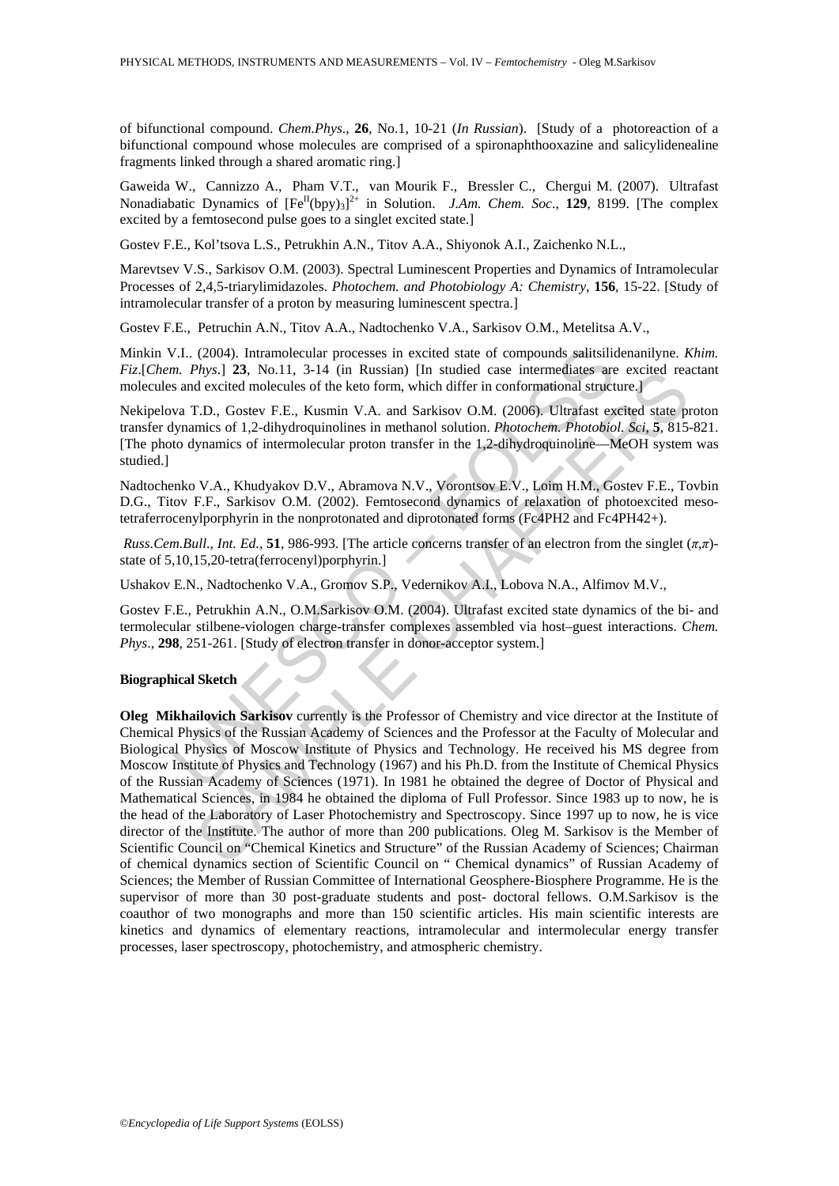of bifunctional compound. *Chem.Phys*., **26**, No.1, 10-21 (*In Russian*). [Study of a photoreaction of a bifunctional compound whose molecules are comprised of a spironaphthooxazine and salicylidenealine fragments linked through a shared aromatic ring.]

Gaweida W., Cannizzo A., Pham V.T., van Mourik F., Bressler C., Chergui M. (2007). Ultrafast Nonadiabatic Dynamics of $[Fe^{II}(bpy)_3]^{2+}$ in Solution. *J.Am. Chem. Soc*., **129**, 8199. [The complex excited by a femtosecond pulse goes to a singlet excited state.]

Gostev F.E., Kol'tsova L.S., Petrukhin A.N., Titov A.A., Shiyonok A.I., Zaichenko N.L.,

Marevtsev V.S., Sarkisov O.M. (2003). Spectral Luminescent Properties and Dynamics of Intramolecular Processes of 2,4,5-triarylimidazoles. *Photochem. and Photobiology A: Chemistry*, **156**, 15-22. [Study of intramolecular transfer of a proton by measuring luminescent spectra.]

Gostev F.E., Petruchin A.N., Titov A.A., Nadtochenko V.A., Sarkisov O.M., Metelitsa A.V.,

Minkin V.I.. (2004). Intramolecular processes in excited state of compounds salitsilidenanilyne. *Khim. Fiz*.[*Chem. Phys*.] **23**, No.11, 3-14 (in Russian) [In studied case intermediates are excited reactant molecules and excited molecules of the keto form, which differ in conformational structure.]

Nekipelova T.D., Gostev F.E., Kusmin V.A. and Sarkisov O.M. (2006). Ultrafast excited state proton transfer dynamics of 1,2-dihydroquinolines in methanol solution. *Photochem. Photobiol. Sci*, **5**, 815-821. [The photo dynamics of intermolecular proton transfer in the 1,2-dihydroquinoline—MeOH system was studied.]

Nadtochenko V.A., Khudyakov D.V., Abramova N.V., Vorontsov E.V., Loim H.M., Gostev F.E., Tovbin D.G., Titov F.F., Sarkisov O.M. (2002). Femtosecond dynamics of relaxation of photoexcited meso-tetraferrocenylporphyrin in the nonprotonated and diprotonated forms (Fc4PH2 and Fc4PH42+).

*Russ.Cem.Bull., Int. Ed.*, **51**, 986-993. [The article concerns transfer of an electron from the singlet ($\pi$,$\pi$)-state of 5,10,15,20-tetra(ferrocenyl)porphyrin.]

Ushakov E.N., Nadtochenko V.A., Gromov S.P., Vedernikov A.I., Lobova N.A., Alfimov M.V.,

Gostev F.E., Petrukhin A.N., O.M.Sarkisov O.M. (2004). Ultrafast excited state dynamics of the bi- and termolecular stilbene-viologen charge-transfer complexes assembled via host–guest interactions. *Chem. Phys*., **298**, 251-261. [Study of electron transfer in donor-acceptor system.]

**Biographical Sketch**

**Oleg Mikhailovich Sarkisov** currently is the Professor of Chemistry and vice director at the Institute of Chemical Physics of the Russian Academy of Sciences and the Professor at the Faculty of Molecular and Biological Physics of Moscow Institute of Physics and Technology. He received his MS degree from Moscow Institute of Physics and Technology (1967) and his Ph.D. from the Institute of Chemical Physics of the Russian Academy of Sciences (1971). In 1981 he obtained the degree of Doctor of Physical and Mathematical Sciences, in 1984 he obtained the diploma of Full Professor. Since 1983 up to now, he is the head of the Laboratory of Laser Photochemistry and Spectroscopy. Since 1997 up to now, he is vice director of the Institute. The author of more than 200 publications. Oleg M. Sarkisov is the Member of Scientific Council on "Chemical Kinetics and Structure" of the Russian Academy of Sciences; Chairman of chemical dynamics section of Scientific Council on " Chemical dynamics" of Russian Academy of Sciences; the Member of Russian Committee of International Geosphere-Biosphere Programme. He is the supervisor of more than 30 post-graduate students and post- doctoral fellows. O.M.Sarkisov is the coauthor of two monographs and more than 150 scientific articles. His main scientific interests are kinetics and dynamics of elementary reactions, intramolecular and intermolecular energy transfer processes, laser spectroscopy, photochemistry, and atmospheric chemistry.